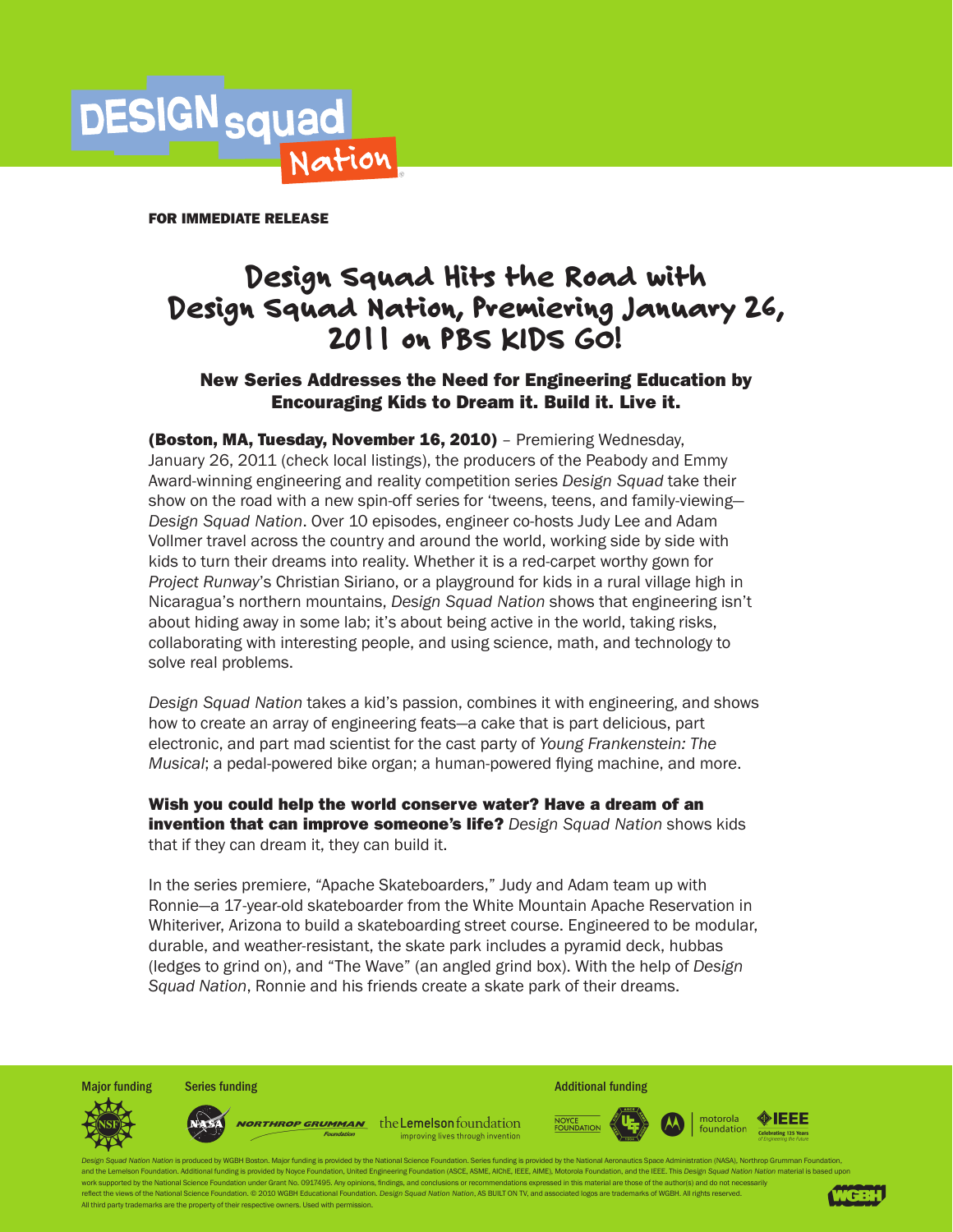DESIGN squad Nation

**FOR IMMEDIATE RELEASE**

# Design Squad Hits the Road with Design Squad Nation, Premiering January 26, 2011 on PBS KIDS GO!

## New Series Addresses the Need for Engineering Education by Encouraging Kids to Dream it. Build it. Live it.

**(Boston, MA, Tuesday, November 16, 2010)** – Premiering Wednesday, January 26, 2011 (check local listings), the producers of the Peabody and Emmy Award-winning engineering and reality competition series *Design Squad* take their show on the road with a new spin-off series for 'tweens, teens, and family-viewing—*Design Squad Nation*. Over 10 episodes, engineer co-hosts Judy Lee and Adam Vollmer travel across the country and around the world, working side by side with kids to turn their dreams into reality. Whether it is a red-carpet worthy gown for *Project Runway*'s Christian Siriano, or a playground for kids in a rural village high in Nicaragua's northern mountains, *Design Squad Nation* shows that engineering isn't about hiding away in some lab; it's about being active in the world, taking risks, collaborating with interesting people, and using science, math, and technology to solve real problems.

*Design Squad Nation* takes a kid's passion, combines it with engineering, and shows how to create an array of engineering feats—a cake that is part delicious, part electronic, and part mad scientist for the cast party of *Young Frankenstein: The Musical*; a pedal-powered bike organ; a human-powered flying machine, and more.

**Wish you could help the world conserve water? Have a dream of an invention that can improve someone's life?** *Design Squad Nation* shows kids that if they can dream it, they can build it.

In the series premiere, "Apache Skateboarders," Judy and Adam team up with Ronnie—a 17-year-old skateboarder from the White Mountain Apache Reservation in Whiteriver, Arizona to build a skateboarding street course. Engineered to be modular, durable, and weather-resistant, the skate park includes a pyramid deck, hubbas (ledges to grind on), and "The Wave" (an angled grind box). With the help of *Design Squad Nation*, Ronnie and his friends create a skate park of their dreams.

Major funding | Series funding | Additional funding

NSF | NASA | NORTHROP GRUMMAN Foundation | the Lemelson foundation — improving lives through invention | NOYCE FOUNDATION | UEF | motorola foundation | IEEE Celebrating 125 Years of Engineering the Future

*Design Squad Nation Nation* is produced by WGBH Boston. Major funding is provided by the National Science Foundation. Series funding is provided by the National Aeronautics Space Administration (NASA), Northrop Grumman Foundation, and the Lemelson Foundation. Additional funding is provided by Noyce Foundation, United Engineering Foundation (ASCE, ASME, AIChE, IEEE, AIME), Motorola Foundation, and the IEEE. This *Design Squad Nation Nation* material is based upon work supported by the National Science Foundation under Grant No. 0917495. Any opinions, findings, and conclusions or recommendations expressed in this material are those of the author(s) and do not necessarily reflect the views of the National Science Foundation. © 2010 WGBH Educational Foundation. *Design Squad Nation Nation*, AS BUILT ON TV, and associated logos are trademarks of WGBH. All rights reserved. All third party trademarks are the property of their respective owners. Used with permission.

WGBH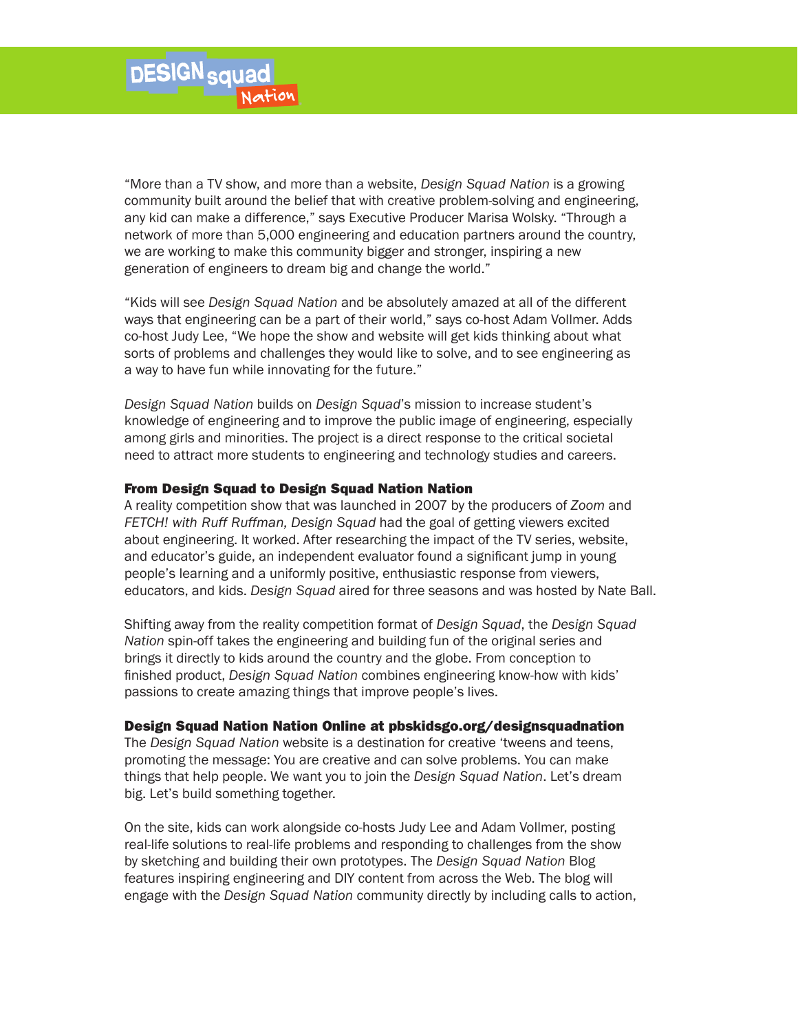“More than a TV show, and more than a website, *Design Squad Nation* is a growing community built around the belief that with creative problem-solving and engineering, any kid can make a difference,” says Executive Producer Marisa Wolsky. “Through a network of more than 5,000 engineering and education partners around the country, we are working to make this community bigger and stronger, inspiring a new generation of engineers to dream big and change the world.”

“Kids will see *Design Squad Nation* and be absolutely amazed at all of the different ways that engineering can be a part of their world,” says co-host Adam Vollmer. Adds co-host Judy Lee, “We hope the show and website will get kids thinking about what sorts of problems and challenges they would like to solve, and to see engineering as a way to have fun while innovating for the future.”

*Design Squad Nation* builds on *Design Squad*’s mission to increase student’s knowledge of engineering and to improve the public image of engineering, especially among girls and minorities. The project is a direct response to the critical societal need to attract more students to engineering and technology studies and careers.

**From Design Squad to Design Squad Nation Nation**

A reality competition show that was launched in 2007 by the producers of *Zoom* and *FETCH! with Ruff Ruffman, Design Squad* had the goal of getting viewers excited about engineering. It worked. After researching the impact of the TV series, website, and educator’s guide, an independent evaluator found a significant jump in young people’s learning and a uniformly positive, enthusiastic response from viewers, educators, and kids. *Design Squad* aired for three seasons and was hosted by Nate Ball.

Shifting away from the reality competition format of *Design Squad*, the *Design Squad Nation* spin-off takes the engineering and building fun of the original series and brings it directly to kids around the country and the globe. From conception to finished product, *Design Squad Nation* combines engineering know-how with kids’ passions to create amazing things that improve people’s lives.

**Design Squad Nation Nation Online at pbskidsgo.org/designsquadnation**

The *Design Squad Nation* website is a destination for creative ‘tweens and teens, promoting the message: You are creative and can solve problems. You can make things that help people. We want you to join the *Design Squad Nation*. Let’s dream big. Let’s build something together.

On the site, kids can work alongside co-hosts Judy Lee and Adam Vollmer, posting real-life solutions to real-life problems and responding to challenges from the show by sketching and building their own prototypes. The *Design Squad Nation* Blog features inspiring engineering and DIY content from across the Web. The blog will engage with the *Design Squad Nation* community directly by including calls to action,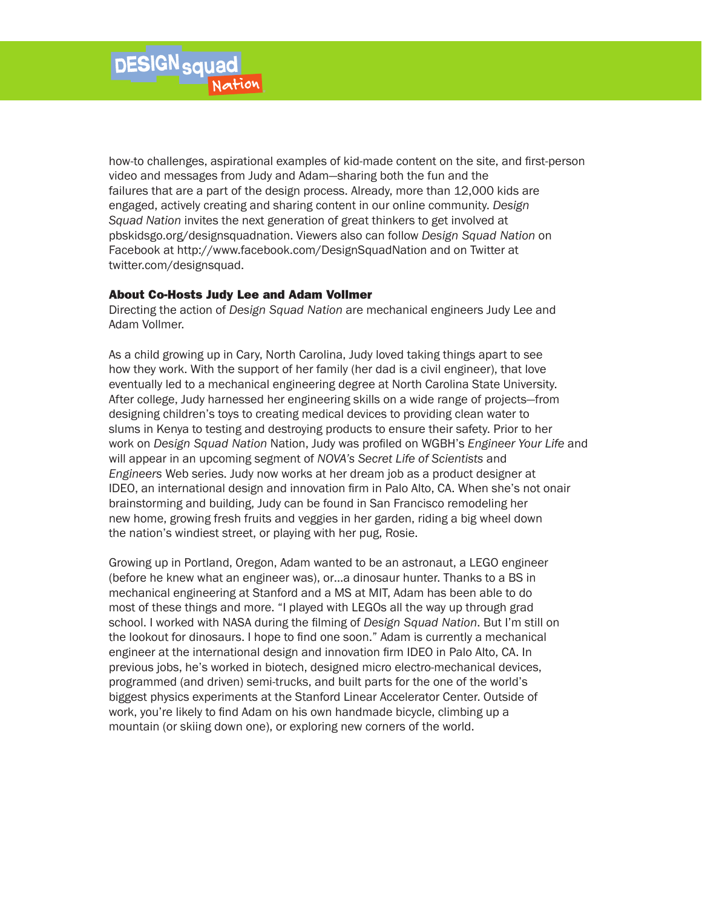how-to challenges, aspirational examples of kid-made content on the site, and first-person video and messages from Judy and Adam—sharing both the fun and the failures that are a part of the design process. Already, more than 12,000 kids are engaged, actively creating and sharing content in our online community. *Design Squad Nation* invites the next generation of great thinkers to get involved at pbskidsgo.org/designsquadnation. Viewers also can follow *Design Squad Nation* on Facebook at http://www.facebook.com/DesignSquadNation and on Twitter at twitter.com/designsquad.

**About Co-Hosts Judy Lee and Adam Vollmer**

Directing the action of *Design Squad Nation* are mechanical engineers Judy Lee and Adam Vollmer.

As a child growing up in Cary, North Carolina, Judy loved taking things apart to see how they work. With the support of her family (her dad is a civil engineer), that love eventually led to a mechanical engineering degree at North Carolina State University. After college, Judy harnessed her engineering skills on a wide range of projects—from designing children's toys to creating medical devices to providing clean water to slums in Kenya to testing and destroying products to ensure their safety. Prior to her work on *Design Squad Nation* Nation, Judy was profiled on WGBH's *Engineer Your Life* and will appear in an upcoming segment of *NOVA's Secret Life of Scientists* and *Engineers* Web series. Judy now works at her dream job as a product designer at IDEO, an international design and innovation firm in Palo Alto, CA. When she's not onair brainstorming and building, Judy can be found in San Francisco remodeling her new home, growing fresh fruits and veggies in her garden, riding a big wheel down the nation's windiest street, or playing with her pug, Rosie.

Growing up in Portland, Oregon, Adam wanted to be an astronaut, a LEGO engineer (before he knew what an engineer was), or...a dinosaur hunter. Thanks to a BS in mechanical engineering at Stanford and a MS at MIT, Adam has been able to do most of these things and more. "I played with LEGOs all the way up through grad school. I worked with NASA during the filming of *Design Squad Nation*. But I'm still on the lookout for dinosaurs. I hope to find one soon." Adam is currently a mechanical engineer at the international design and innovation firm IDEO in Palo Alto, CA. In previous jobs, he's worked in biotech, designed micro electro-mechanical devices, programmed (and driven) semi-trucks, and built parts for the one of the world's biggest physics experiments at the Stanford Linear Accelerator Center. Outside of work, you're likely to find Adam on his own handmade bicycle, climbing up a mountain (or skiing down one), or exploring new corners of the world.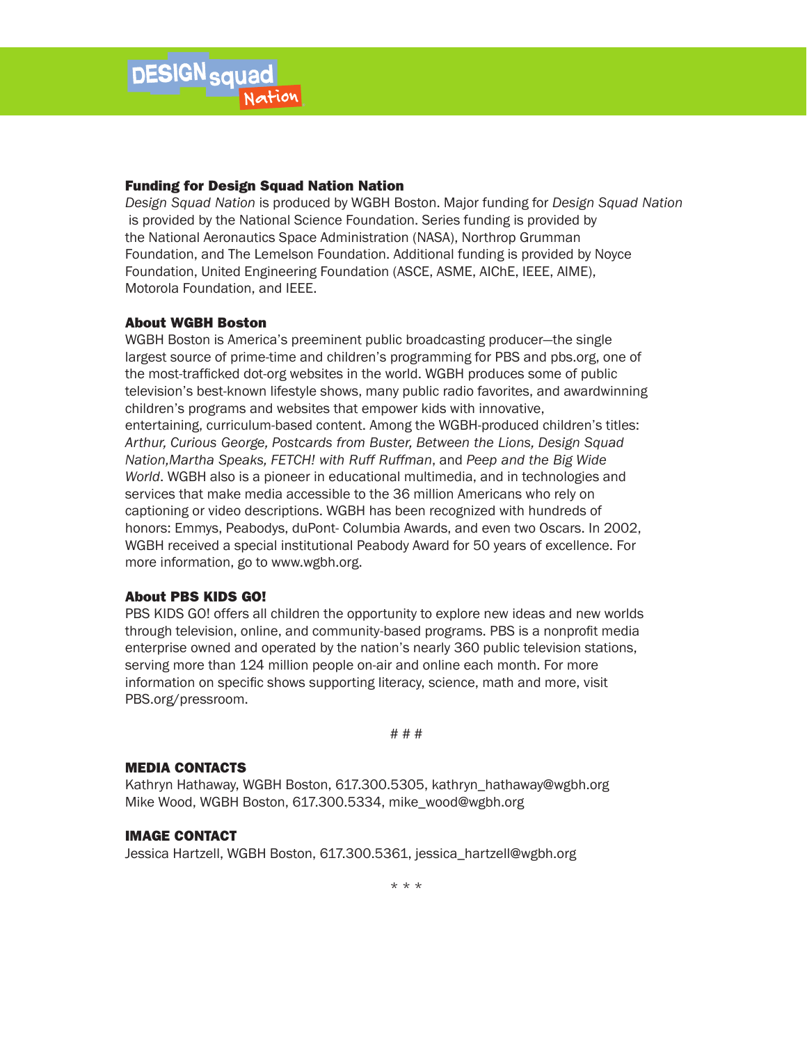### Funding for Design Squad Nation Nation

*Design Squad Nation* is produced by WGBH Boston. Major funding for *Design Squad Nation* is provided by the National Science Foundation. Series funding is provided by the National Aeronautics Space Administration (NASA), Northrop Grumman Foundation, and The Lemelson Foundation. Additional funding is provided by Noyce Foundation, United Engineering Foundation (ASCE, ASME, AIChE, IEEE, AIME), Motorola Foundation, and IEEE.

### About WGBH Boston

WGBH Boston is America's preeminent public broadcasting producer—the single largest source of prime-time and children's programming for PBS and pbs.org, one of the most-trafficked dot-org websites in the world. WGBH produces some of public television's best-known lifestyle shows, many public radio favorites, and awardwinning children's programs and websites that empower kids with innovative, entertaining, curriculum-based content. Among the WGBH-produced children's titles: *Arthur, Curious George, Postcards from Buster, Between the Lions, Design Squad Nation,Martha Speaks, FETCH! with Ruff Ruffman*, and *Peep and the Big Wide World*. WGBH also is a pioneer in educational multimedia, and in technologies and services that make media accessible to the 36 million Americans who rely on captioning or video descriptions. WGBH has been recognized with hundreds of honors: Emmys, Peabodys, duPont- Columbia Awards, and even two Oscars. In 2002, WGBH received a special institutional Peabody Award for 50 years of excellence. For more information, go to www.wgbh.org.

### About PBS KIDS GO!

PBS KIDS GO! offers all children the opportunity to explore new ideas and new worlds through television, online, and community-based programs. PBS is a nonprofit media enterprise owned and operated by the nation's nearly 360 public television stations, serving more than 124 million people on-air and online each month. For more information on specific shows supporting literacy, science, math and more, visit PBS.org/pressroom.

# # #

### MEDIA CONTACTS

Kathryn Hathaway, WGBH Boston, 617.300.5305, kathryn_hathaway@wgbh.org
Mike Wood, WGBH Boston, 617.300.5334, mike_wood@wgbh.org

### IMAGE CONTACT

Jessica Hartzell, WGBH Boston, 617.300.5361, jessica_hartzell@wgbh.org

* * *